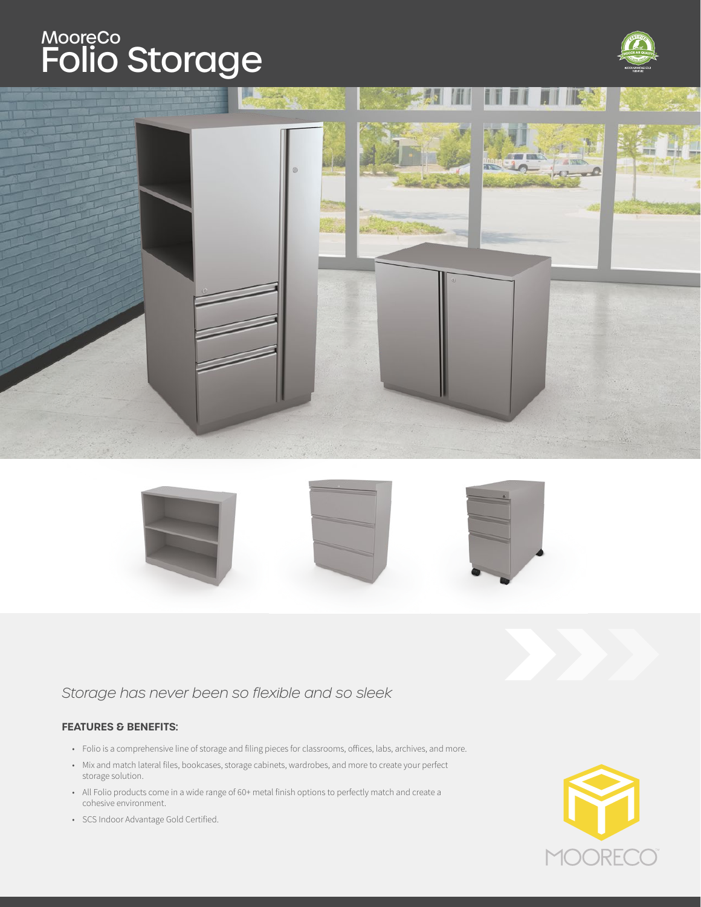# MooreCo
# Folio Storage

*Storage has never been so flexible and so sleek*

**FEATURES & BENEFITS:**

- Folio is a comprehensive line of storage and filing pieces for classrooms, offices, labs, archives, and more.
- Mix and match lateral files, bookcases, storage cabinets, wardrobes, and more to create your perfect storage solution.
- All Folio products come in a wide range of 60+ metal finish options to perfectly match and create a cohesive environment.
- SCS Indoor Advantage Gold Certified.

MOORECO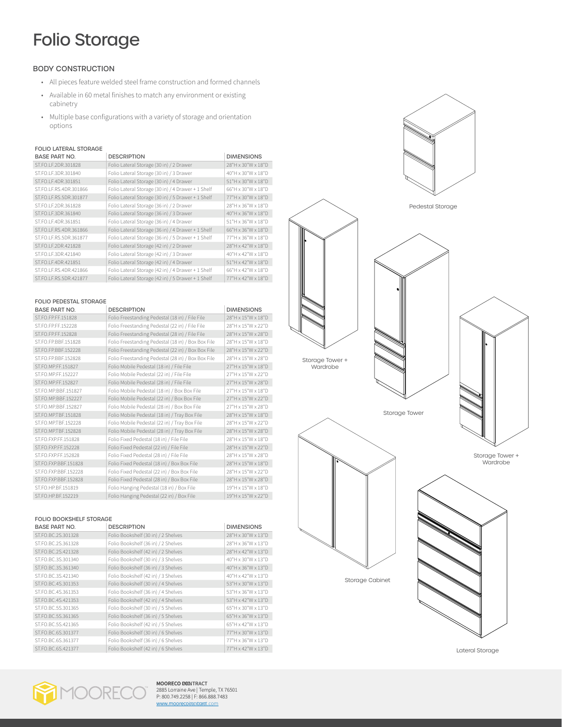# Folio Storage

## BODY CONSTRUCTION

- All pieces feature welded steel frame construction and formed channels
- Available in 60 metal finishes to match any environment or existing cabinetry
- Multiple base configurations with a variety of storage and orientation options

### FOLIO LATERAL STORAGE

| BASE PART NO. | DESCRIPTION | DIMENSIONS |
|---|---|---|
| ST.FO.LF.2DR.301828 | Folio Lateral Storage (30 in) / 2 Drawer | 28"H x 30"W x 18"D |
| ST.FO.LF.3DR.301840 | Folio Lateral Storage (30 in) / 3 Drawer | 40"H x 30"W x 18"D |
| ST.FO.LF.4DR.301851 | Folio Lateral Storage (30 in) / 4 Drawer | 51"H x 30"W x 18"D |
| ST.FO.LF.RS.4DR.301866 | Folio Lateral Storage (30 in) / 4 Drawer + 1 Shelf | 66"H x 30"W x 18"D |
| ST.FO.LF.RS.5DR.301877 | Folio Lateral Storage (30 in) / 5 Drawer + 1 Shelf | 77"H x 30"W x 18"D |
| ST.FO.LF.2DR.361828 | Folio Lateral Storage (36 in) / 2 Drawer | 28"H x 36"W x 18"D |
| ST.FO.LF.3DR.361840 | Folio Lateral Storage (36 in) / 3 Drawer | 40"H x 36"W x 18"D |
| ST.FO.LF.4DR.361851 | Folio Lateral Storage (36 in) / 4 Drawer | 51"H x 36"W x 18"D |
| ST.FO.LF.RS.4DR.361866 | Folio Lateral Storage (36 in) / 4 Drawer + 1 Shelf | 66"H x 36"W x 18"D |
| ST.FO.LF.RS.5DR.361877 | Folio Lateral Storage (36 in) / 5 Drawer + 1 Shelf | 77"H x 36"W x 18"D |
| ST.FO.LF.2DR.421828 | Folio Lateral Storage (42 in) / 2 Drawer | 28"H x 42"W x 18"D |
| ST.FO.LF.3DR.421840 | Folio Lateral Storage (42 in) / 3 Drawer | 40"H x 42"W x 18"D |
| ST.FO.LF.4DR.421851 | Folio Lateral Storage (42 in) / 4 Drawer | 51"H x 42"W x 18"D |
| ST.FO.LF.RS.4DR.421866 | Folio Lateral Storage (42 in) / 4 Drawer + 1 Shelf | 66"H x 42"W x 18"D |
| ST.FO.LF.RS.5DR.421877 | Folio Lateral Storage (42 in) / 5 Drawer + 1 Shelf | 77"H x 42"W x 18"D |

### FOLIO PEDESTAL STORAGE

| BASE PART NO. | DESCRIPTION | DIMENSIONS |
|---|---|---|
| ST.FO.FP.FF.151828 | Folio Freestanding Pedestal (18 in) / File File | 28"H x 15"W x 18"D |
| ST.FO.FP.FF.152228 | Folio Freestanding Pedestal (22 in) / File File | 28"H x 15"W x 22"D |
| ST.FO.FP.FF.152828 | Folio Freestanding Pedestal (28 in) / File File | 28"H x 15"W x 28"D |
| ST.FO.FP.BBF.151828 | Folio Freestanding Pedestal (18 in) / Box Box File | 28"H x 15"W x 18"D |
| ST.FO.FP.BBF.152228 | Folio Freestanding Pedestal (22 in) / Box Box File | 28"H x 15"W x 22"D |
| ST.FO.FP.BBF.152828 | Folio Freestanding Pedestal (28 in) / Box Box File | 28"H x 15"W x 28"D |
| ST.FO.MP.FF.151827 | Folio Mobile Pedestal (18 in) / File File | 27"H x 15"W x 18"D |
| ST.FO.MP.FF.152227 | Folio Mobile Pedestal (22 in) / File File | 27"H x 15"W x 22"D |
| ST.FO.MP.FF.152827 | Folio Mobile Pedestal (28 in) / File File | 27"H x 15"W x 28"D |
| ST.FO.MP.BBF.151827 | Folio Mobile Pedestal (18 in) / Box Box File | 27"H x 15"W x 18"D |
| ST.FO.MP.BBF.152227 | Folio Mobile Pedestal (22 in) / Box Box File | 27"H x 15"W x 22"D |
| ST.FO.MP.BBF.152827 | Folio Mobile Pedestal (28 in) / Box Box File | 27"H x 15"W x 28"D |
| ST.FO.MP.TBF.151828 | Folio Mobile Pedestal (18 in) / Tray Box File | 28"H x 15"W x 18"D |
| ST.FO.MP.TBF.152228 | Folio Mobile Pedestal (22 in) / Tray Box File | 28"H x 15"W x 22"D |
| ST.FO.MP.TBF.152828 | Folio Mobile Pedestal (28 in) / Tray Box File | 28"H x 15"W x 28"D |
| ST.FO.FXP.FF.151828 | Folio Fixed Pedestal (18 in) / File File | 28"H x 15"W x 18"D |
| ST.FO.FXP.FF.152228 | Folio Fixed Pedestal (22 in) / File File | 28"H x 15"W x 22"D |
| ST.FO.FXP.FF.152828 | Folio Fixed Pedestal (28 in) / File File | 28"H x 15"W x 28"D |
| ST.FO.FXP.BBF.151828 | Folio Fixed Pedestal (18 in) / Box Box File | 28"H x 15"W x 18"D |
| ST.FO.FXP.BBF.152228 | Folio Fixed Pedestal (22 in) / Box Box File | 28"H x 15"W x 22"D |
| ST.FO.FXP.BBF.152828 | Folio Fixed Pedestal (28 in) / Box Box File | 28"H x 15"W x 28"D |
| ST.FO.HP.BF.151819 | Folio Hanging Pedestal (18 in) / Box File | 19"H x 15"W x 18"D |
| ST.FO.HP.BF.152219 | Folio Hanging Pedestal (22 in) / Box File | 19"H x 15"W x 22"D |

### FOLIO BOOKSHELF STORAGE

| BASE PART NO. | DESCRIPTION | DIMENSIONS |
|---|---|---|
| ST.FO.BC.2S.301328 | Folio Bookshelf (30 in) / 2 Shelves | 28"H x 30"W x 13"D |
| ST.FO.BC.2S.361328 | Folio Bookshelf (36 in) / 2 Shelves | 28"H x 36"W x 13"D |
| ST.FO.BC.2S.421328 | Folio Bookshelf (42 in) / 2 Shelves | 28"H x 42"W x 13"D |
| ST.FO.BC.3S.301340 | Folio Bookshelf (30 in) / 3 Shelves | 40"H x 30"W x 13"D |
| ST.FO.BC.3S.361340 | Folio Bookshelf (36 in) / 3 Shelves | 40"H x 36"W x 13"D |
| ST.FO.BC.3S.421340 | Folio Bookshelf (42 in) / 3 Shelves | 40"H x 42"W x 13"D |
| ST.FO.BC.4S.301353 | Folio Bookshelf (30 in) / 4 Shelves | 53"H x 30"W x 13"D |
| ST.FO.BC.4S.361353 | Folio Bookshelf (36 in) / 4 Shelves | 53"H x 36"W x 13"D |
| ST.FO.BC.4S.421353 | Folio Bookshelf (42 in) / 4 Shelves | 53"H x 42"W x 13"D |
| ST.FO.BC.5S.301365 | Folio Bookshelf (30 in) / 5 Shelves | 65"H x 30"W x 13"D |
| ST.FO.BC.5S.361365 | Folio Bookshelf (36 in) / 5 Shelves | 65"H x 36"W x 13"D |
| ST.FO.BC.5S.421365 | Folio Bookshelf (42 in) / 5 Shelves | 65"H x 42"W x 13"D |
| ST.FO.BC.6S.301377 | Folio Bookshelf (30 in) / 6 Shelves | 77"H x 30"W x 13"D |
| ST.FO.BC.6S.361377 | Folio Bookshelf (36 in) / 6 Shelves | 77"H x 36"W x 13"D |
| ST.FO.BC.6S.421377 | Folio Bookshelf (42 in) / 6 Shelves | 77"H x 42"W x 13"D |

Pedestal Storage

Storage Tower + Wardrobe

Storage Tower

Storage Tower + Wardrobe

Storage Cabinet

Lateral Storage

**MOORECO CONTRACT**
2885 Lorraine Ave | Temple, TX 76501
P: 800.749.2258 | F: 866.888.7483
www.moorecocontract.com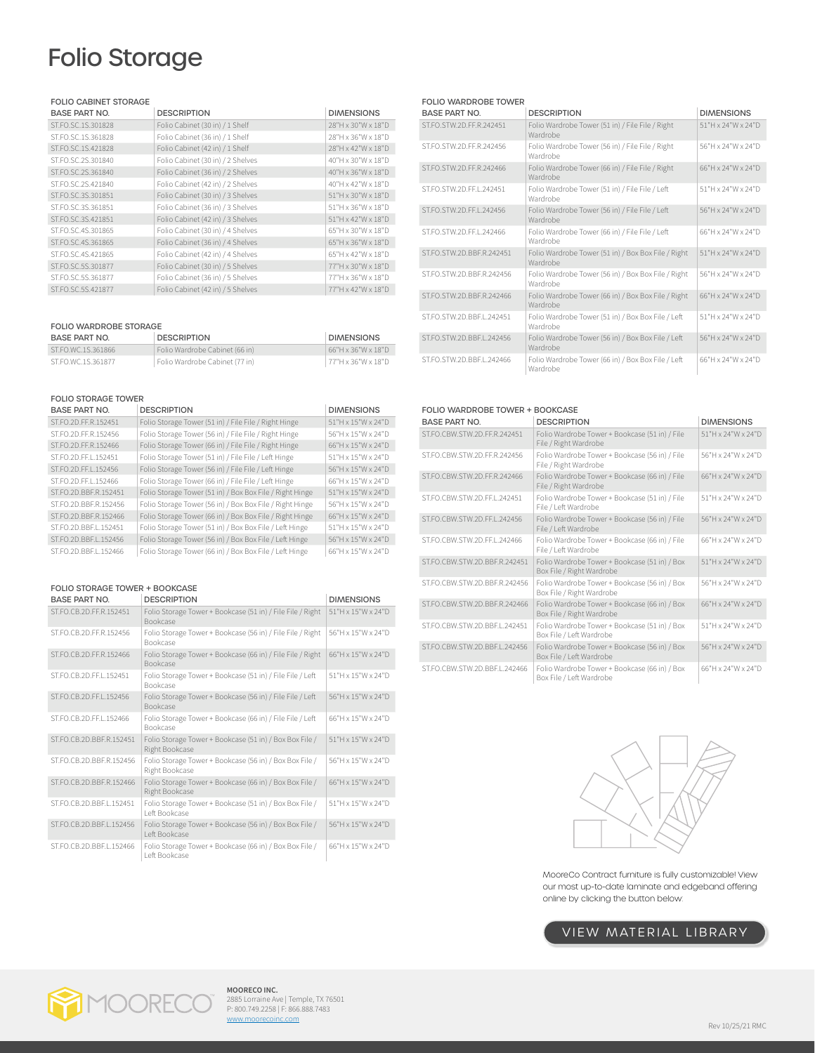# Folio Storage

#### FOLIO CABINET STORAGE

| BASE PART NO. | DESCRIPTION | DIMENSIONS |
|---|---|---|
| ST.FO.SC.1S.301828 | Folio Cabinet (30 in) / 1 Shelf | 28"H x 30"W x 18"D |
| ST.FO.SC.1S.361828 | Folio Cabinet (36 in) / 1 Shelf | 28"H x 36"W x 18"D |
| ST.FO.SC.1S.421828 | Folio Cabinet (42 in) / 1 Shelf | 28"H x 42"W x 18"D |
| ST.FO.SC.2S.301840 | Folio Cabinet (30 in) / 2 Shelves | 40"H x 30"W x 18"D |
| ST.FO.SC.2S.361840 | Folio Cabinet (36 in) / 2 Shelves | 40"H x 36"W x 18"D |
| ST.FO.SC.2S.421840 | Folio Cabinet (42 in) / 2 Shelves | 40"H x 42"W x 18"D |
| ST.FO.SC.3S.301851 | Folio Cabinet (30 in) / 3 Shelves | 51"H x 30"W x 18"D |
| ST.FO.SC.3S.361851 | Folio Cabinet (36 in) / 3 Shelves | 51"H x 36"W x 18"D |
| ST.FO.SC.3S.421851 | Folio Cabinet (42 in) / 3 Shelves | 51"H x 42"W x 18"D |
| ST.FO.SC.4S.301865 | Folio Cabinet (30 in) / 4 Shelves | 65"H x 30"W x 18"D |
| ST.FO.SC.4S.361865 | Folio Cabinet (36 in) / 4 Shelves | 65"H x 36"W x 18"D |
| ST.FO.SC.4S.421865 | Folio Cabinet (42 in) / 4 Shelves | 65"H x 42"W x 18"D |
| ST.FO.SC.5S.301877 | Folio Cabinet (30 in) / 5 Shelves | 77"H x 30"W x 18"D |
| ST.FO.SC.5S.361877 | Folio Cabinet (36 in) / 5 Shelves | 77"H x 36"W x 18"D |
| ST.FO.SC.5S.421877 | Folio Cabinet (42 in) / 5 Shelves | 77"H x 42"W x 18"D |

#### FOLIO WARDROBE STORAGE

| BASE PART NO. | DESCRIPTION | DIMENSIONS |
|---|---|---|
| ST.FO.WC.1S.361866 | Folio Wardrobe Cabinet (66 in) | 66"H x 36"W x 18"D |
| ST.FO.WC.1S.361877 | Folio Wardrobe Cabinet (77 in) | 77"H x 36"W x 18"D |

#### FOLIO STORAGE TOWER

| BASE PART NO. | DESCRIPTION | DIMENSIONS |
|---|---|---|
| ST.FO.2D.FF.R.152451 | Folio Storage Tower (51 in) / File File / Right Hinge | 51"H x 15"W x 24"D |
| ST.FO.2D.FF.R.152456 | Folio Storage Tower (56 in) / File File / Right Hinge | 56"H x 15"W x 24"D |
| ST.FO.2D.FF.R.152466 | Folio Storage Tower (66 in) / File File / Right Hinge | 66"H x 15"W x 24"D |
| ST.FO.2D.FF.L.152451 | Folio Storage Tower (51 in) / File File / Left Hinge | 51"H x 15"W x 24"D |
| ST.FO.2D.FF.L.152456 | Folio Storage Tower (56 in) / File File / Left Hinge | 56"H x 15"W x 24"D |
| ST.FO.2D.FF.L.152466 | Folio Storage Tower (66 in) / File File / Left Hinge | 66"H x 15"W x 24"D |
| ST.FO.2D.BBF.R.152451 | Folio Storage Tower (51 in) / Box Box File / Right Hinge | 51"H x 15"W x 24"D |
| ST.FO.2D.BBF.R.152456 | Folio Storage Tower (56 in) / Box Box File / Right Hinge | 56"H x 15"W x 24"D |
| ST.FO.2D.BBF.R.152466 | Folio Storage Tower (66 in) / Box Box File / Right Hinge | 66"H x 15"W x 24"D |
| ST.FO.2D.BBF.L.152451 | Folio Storage Tower (51 in) / Box Box File / Left Hinge | 51"H x 15"W x 24"D |
| ST.FO.2D.BBF.L.152456 | Folio Storage Tower (56 in) / Box Box File / Left Hinge | 56"H x 15"W x 24"D |
| ST.FO.2D.BBF.L.152466 | Folio Storage Tower (66 in) / Box Box File / Left Hinge | 66"H x 15"W x 24"D |

#### FOLIO STORAGE TOWER + BOOKCASE

| BASE PART NO. | DESCRIPTION | DIMENSIONS |
|---|---|---|
| ST.FO.CB.2D.FF.R.152451 | Folio Storage Tower + Bookcase (51 in) / File File / Right Bookcase | 51"H x 15"W x 24"D |
| ST.FO.CB.2D.FF.R.152456 | Folio Storage Tower + Bookcase (56 in) / File File / Right Bookcase | 56"H x 15"W x 24"D |
| ST.FO.CB.2D.FF.R.152466 | Folio Storage Tower + Bookcase (66 in) / File File / Right Bookcase | 66"H x 15"W x 24"D |
| ST.FO.CB.2D.FF.L.152451 | Folio Storage Tower + Bookcase (51 in) / File File / Left Bookcase | 51"H x 15"W x 24"D |
| ST.FO.CB.2D.FF.L.152456 | Folio Storage Tower + Bookcase (56 in) / File File / Left Bookcase | 56"H x 15"W x 24"D |
| ST.FO.CB.2D.FF.L.152466 | Folio Storage Tower + Bookcase (66 in) / File File / Left Bookcase | 66"H x 15"W x 24"D |
| ST.FO.CB.2D.BBF.R.152451 | Folio Storage Tower + Bookcase (51 in) / Box Box File / Right Bookcase | 51"H x 15"W x 24"D |
| ST.FO.CB.2D.BBF.R.152456 | Folio Storage Tower + Bookcase (56 in) / Box Box File / Right Bookcase | 56"H x 15"W x 24"D |
| ST.FO.CB.2D.BBF.R.152466 | Folio Storage Tower + Bookcase (66 in) / Box Box File / Right Bookcase | 66"H x 15"W x 24"D |
| ST.FO.CB.2D.BBF.L.152451 | Folio Storage Tower + Bookcase (51 in) / Box Box File / Left Bookcase | 51"H x 15"W x 24"D |
| ST.FO.CB.2D.BBF.L.152456 | Folio Storage Tower + Bookcase (56 in) / Box Box File / Left Bookcase | 56"H x 15"W x 24"D |
| ST.FO.CB.2D.BBF.L.152466 | Folio Storage Tower + Bookcase (66 in) / Box Box File / Left Bookcase | 66"H x 15"W x 24"D |

#### FOLIO WARDROBE TOWER

| BASE PART NO. | DESCRIPTION | DIMENSIONS |
|---|---|---|
| ST.FO.STW.2D.FF.R.242451 | Folio Wardrobe Tower (51 in) / File File / Right Wardrobe | 51"H x 24"W x 24"D |
| ST.FO.STW.2D.FF.R.242456 | Folio Wardrobe Tower (56 in) / File File / Right Wardrobe | 56"H x 24"W x 24"D |
| ST.FO.STW.2D.FF.R.242466 | Folio Wardrobe Tower (66 in) / File File / Right Wardrobe | 66"H x 24"W x 24"D |
| ST.FO.STW.2D.FF.L.242451 | Folio Wardrobe Tower (51 in) / File File / Left Wardrobe | 51"H x 24"W x 24"D |
| ST.FO.STW.2D.FF.L.242456 | Folio Wardrobe Tower (56 in) / File File / Left Wardrobe | 56"H x 24"W x 24"D |
| ST.FO.STW.2D.FF.L.242466 | Folio Wardrobe Tower (66 in) / File File / Left Wardrobe | 66"H x 24"W x 24"D |
| ST.FO.STW.2D.BBF.R.242451 | Folio Wardrobe Tower (51 in) / Box Box File / Right Wardrobe | 51"H x 24"W x 24"D |
| ST.FO.STW.2D.BBF.R.242456 | Folio Wardrobe Tower (56 in) / Box Box File / Right Wardrobe | 56"H x 24"W x 24"D |
| ST.FO.STW.2D.BBF.R.242466 | Folio Wardrobe Tower (66 in) / Box Box File / Right Wardrobe | 66"H x 24"W x 24"D |
| ST.FO.STW.2D.BBF.L.242451 | Folio Wardrobe Tower (51 in) / Box Box File / Left Wardrobe | 51"H x 24"W x 24"D |
| ST.FO.STW.2D.BBF.L.242456 | Folio Wardrobe Tower (56 in) / Box Box File / Left Wardrobe | 56"H x 24"W x 24"D |
| ST.FO.STW.2D.BBF.L.242466 | Folio Wardrobe Tower (66 in) / Box Box File / Left Wardrobe | 66"H x 24"W x 24"D |

#### FOLIO WARDROBE TOWER + BOOKCASE

| BASE PART NO. | DESCRIPTION | DIMENSIONS |
|---|---|---|
| ST.FO.CBW.STW.2D.FF.R.242451 | Folio Wardrobe Tower + Bookcase (51 in) / File File / Right Wardrobe | 51"H x 24"W x 24"D |
| ST.FO.CBW.STW.2D.FF.R.242456 | Folio Wardrobe Tower + Bookcase (56 in) / File File / Right Wardrobe | 56"H x 24"W x 24"D |
| ST.FO.CBW.STW.2D.FF.R.242466 | Folio Wardrobe Tower + Bookcase (66 in) / File File / Right Wardrobe | 66"H x 24"W x 24"D |
| ST.FO.CBW.STW.2D.FF.L.242451 | Folio Wardrobe Tower + Bookcase (51 in) / File File / Left Wardrobe | 51"H x 24"W x 24"D |
| ST.FO.CBW.STW.2D.FF.L.242456 | Folio Wardrobe Tower + Bookcase (56 in) / File File / Left Wardrobe | 56"H x 24"W x 24"D |
| ST.FO.CBW.STW.2D.FF.L.242466 | Folio Wardrobe Tower + Bookcase (66 in) / File File / Left Wardrobe | 66"H x 24"W x 24"D |
| ST.FO.CBW.STW.2D.BBF.R.242451 | Folio Wardrobe Tower + Bookcase (51 in) / Box Box File / Right Wardrobe | 51"H x 24"W x 24"D |
| ST.FO.CBW.STW.2D.BBF.R.242456 | Folio Wardrobe Tower + Bookcase (56 in) / Box Box File / Right Wardrobe | 56"H x 24"W x 24"D |
| ST.FO.CBW.STW.2D.BBF.R.242466 | Folio Wardrobe Tower + Bookcase (66 in) / Box Box File / Right Wardrobe | 66"H x 24"W x 24"D |
| ST.FO.CBW.STW.2D.BBF.L.242451 | Folio Wardrobe Tower + Bookcase (51 in) / Box Box File / Left Wardrobe | 51"H x 24"W x 24"D |
| ST.FO.CBW.STW.2D.BBF.L.242456 | Folio Wardrobe Tower + Bookcase (56 in) / Box Box File / Left Wardrobe | 56"H x 24"W x 24"D |
| ST.FO.CBW.STW.2D.BBF.L.242466 | Folio Wardrobe Tower + Bookcase (66 in) / Box Box File / Left Wardrobe | 66"H x 24"W x 24"D |

MooreCo Contract furniture is fully customizable! View our most up-to-date laminate and edgeband offering online by clicking the button below:

VIEW MATERIAL LIBRARY

**MOORECO INC.**
2885 Lorraine Ave | Temple, TX 76501
P: 800.749.2258 | F: 866.888.7483
www.moorecoinc.com

Rev 10/25/21 RMC